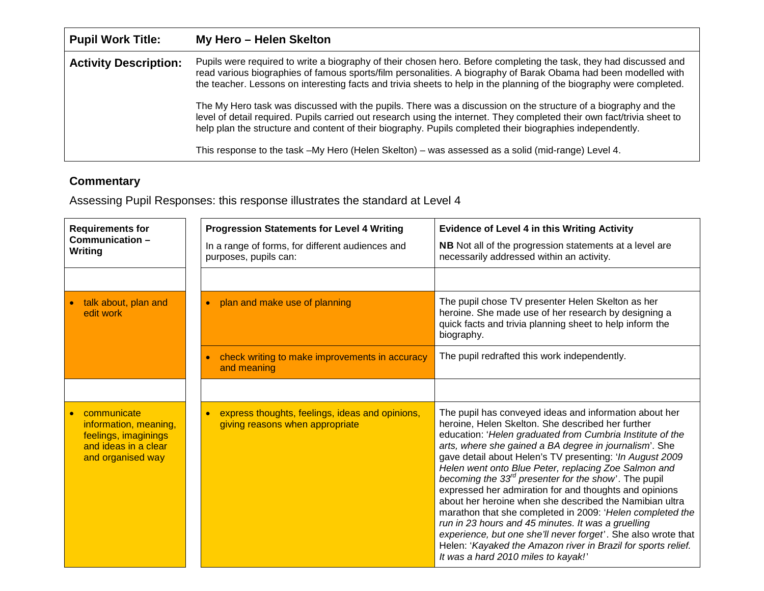| **Pupil Work Title:** | **My Hero – Helen Skelton** |
|---|---|
| **Activity Description:** | Pupils were required to write a biography of their chosen hero. Before completing the task, they had discussed and read various biographies of famous sports/film personalities. A biography of Barak Obama had been modelled with the teacher. Lessons on interesting facts and trivia sheets to help in the planning of the biography were completed.<br><br>The My Hero task was discussed with the pupils. There was a discussion on the structure of a biography and the level of detail required. Pupils carried out research using the internet. They completed their own fact/trivia sheet to help plan the structure and content of their biography. Pupils completed their biographies independently.<br><br>This response to the task –My Hero (Helen Skelton) – was assessed as a solid (mid-range) Level 4. |

## Commentary

Assessing Pupil Responses: this response illustrates the standard at Level 4

| **Requirements for Communication – Writing** | **Progression Statements for Level 4 Writing**<br>In a range of forms, for different audiences and purposes, pupils can: | **Evidence of Level 4 in this Writing Activity**<br>**NB** Not all of the progression statements at a level are necessarily addressed within an activity. |
|---|---|---|
| | | |
| • talk about, plan and edit work | • plan and make use of planning | The pupil chose TV presenter Helen Skelton as her heroine. She made use of her research by designing a quick facts and trivia planning sheet to help inform the biography. |
| | • check writing to make improvements in accuracy and meaning | The pupil redrafted this work independently. |
| | | |
| • communicate information, meaning, feelings, imaginings and ideas in a clear and organised way | • express thoughts, feelings, ideas and opinions, giving reasons when appropriate | The pupil has conveyed ideas and information about her heroine, Helen Skelton. She described her further education: '*Helen graduated from Cumbria Institute of the arts, where she gained a BA degree in journalism*'. She gave detail about Helen's TV presenting: '*In August 2009 Helen went onto Blue Peter, replacing Zoe Salmon and becoming the 33rd presenter for the show*'. The pupil expressed her admiration for and thoughts and opinions about her heroine when she described the Namibian ultra marathon that she completed in 2009: '*Helen completed the run in 23 hours and 45 minutes. It was a gruelling experience, but one she'll never forget*'. She also wrote that Helen: '*Kayaked the Amazon river in Brazil for sports relief. It was a hard 2010 miles to kayak!*' |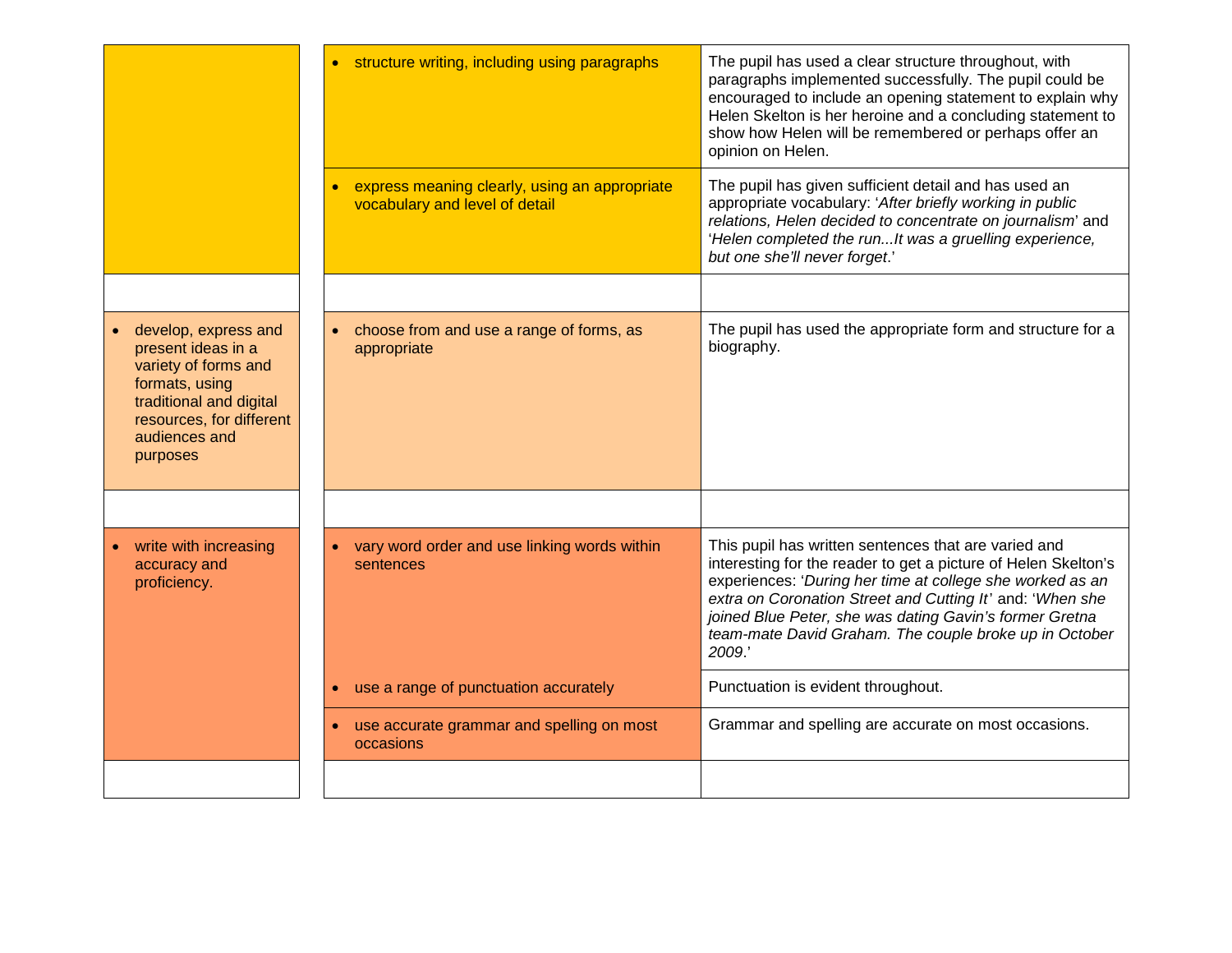| | | |
|---|---|---|
| | • structure writing, including using paragraphs | The pupil has used a clear structure throughout, with paragraphs implemented successfully. The pupil could be encouraged to include an opening statement to explain why Helen Skelton is her heroine and a concluding statement to show how Helen will be remembered or perhaps offer an opinion on Helen. |
| | • express meaning clearly, using an appropriate vocabulary and level of detail | The pupil has given sufficient detail and has used an appropriate vocabulary: '*After briefly working in public relations, Helen decided to concentrate on journalism*' and '*Helen completed the run...It was a gruelling experience, but one she'll never forget*.' |
| | | |
| • develop, express and present ideas in a variety of forms and formats, using traditional and digital resources, for different audiences and purposes | • choose from and use a range of forms, as appropriate | The pupil has used the appropriate form and structure for a biography. |
| | | |
| • write with increasing accuracy and proficiency. | • vary word order and use linking words within sentences | This pupil has written sentences that are varied and interesting for the reader to get a picture of Helen Skelton's experiences: '*During her time at college she worked as an extra on Coronation Street and Cutting It*' and: '*When she joined Blue Peter, she was dating Gavin's former Gretna team-mate David Graham. The couple broke up in October 2009*.' |
| | • use a range of punctuation accurately | Punctuation is evident throughout. |
| | • use accurate grammar and spelling on most occasions | Grammar and spelling are accurate on most occasions. |
| | | |